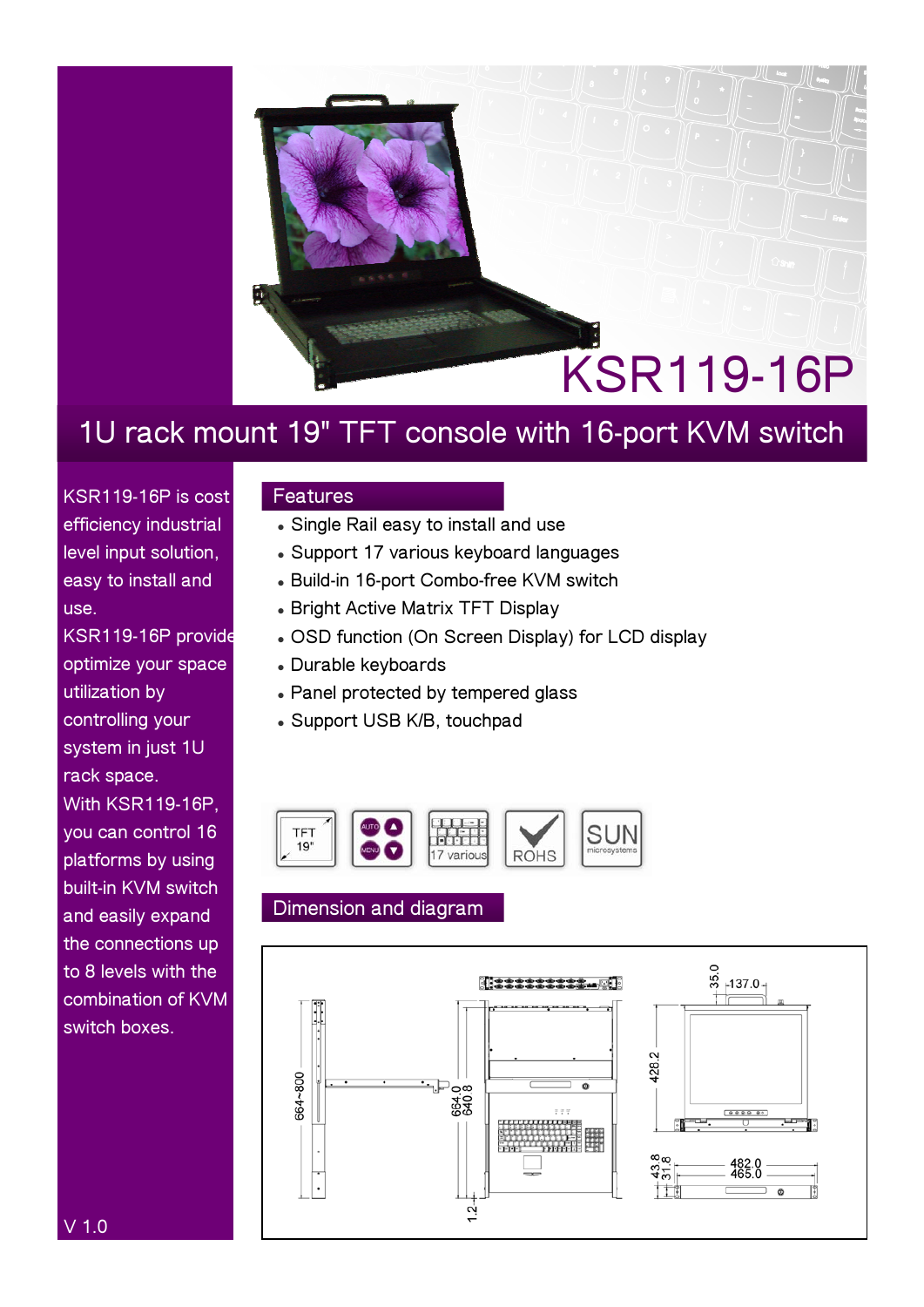# KSR119-16P

## 1U rack mount 19" TFT console with 16-port KVM switch

KSR119-16P is cost efficiency industrial level input solution, easy to install and use.

KSR119-16P provide optimize your space utilization by controlling your system in just 1U rack space.

With KSR119-16P, you can control 16 platforms by using built-in KVM switch and easily expand the connections up to 8 levels with the combination of KVM switch boxes.

V 1.0

### Features

- Single Rail easy to install and use
- Support 17 various keyboard languages
- Build-in 16-port Combo-free KVM switch
- Bright Active Matrix TFT Display
- OSD function (On Screen Display) for LCD display
- Durable keyboards
- Panel protected by tempered glass
- Support USB K/B, touchpad

TFT 19" | AUTO MENU | 17 various | ROHS | SUN microsystems

### Dimension and diagram

664~800

664.0
640.8

1.2

35.0
137.0

428.2

43.8
31.8

482.0
465.0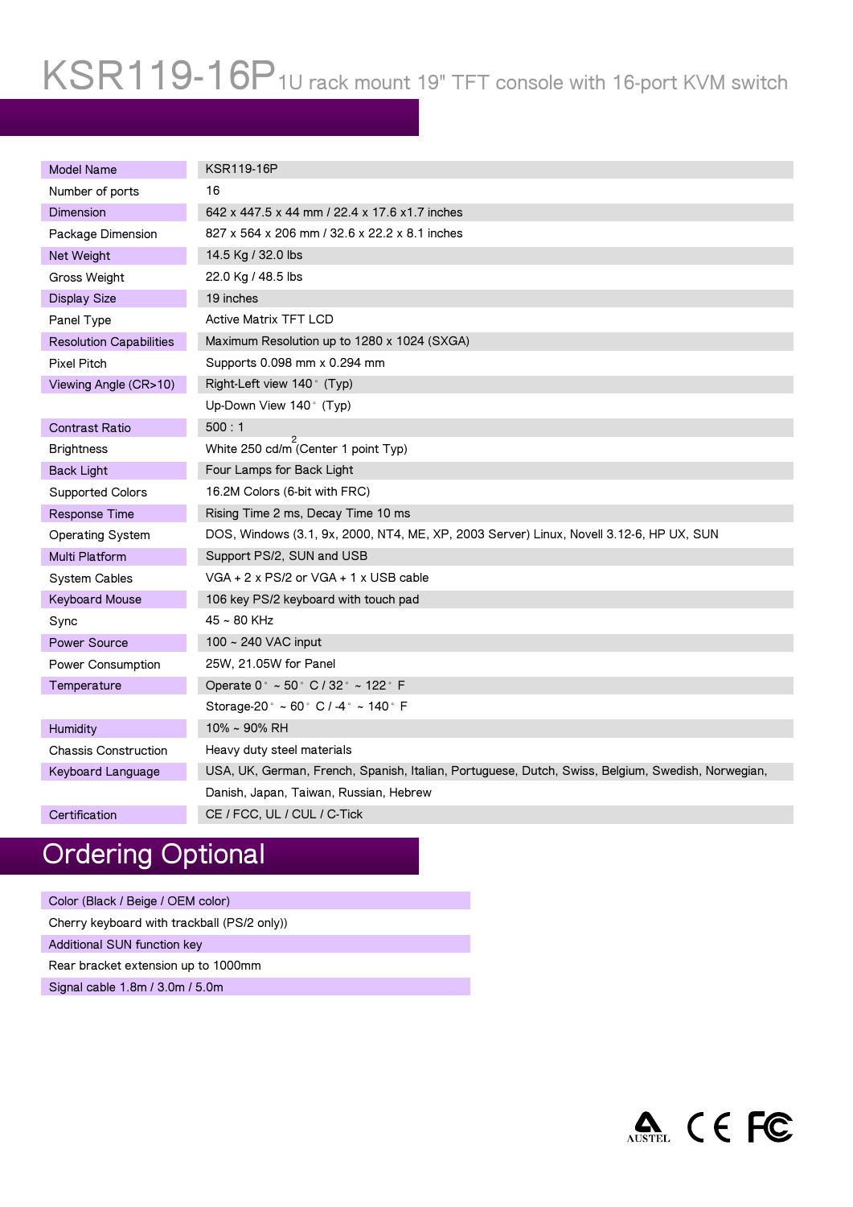# KSR119-16P 1U rack mount 19" TFT console with 16-port KVM switch

| | |
|---|---|
| Model Name | KSR119-16P |
| Number of ports | 16 |
| Dimension | 642 x 447.5 x 44 mm / 22.4 x 17.6 x1.7 inches |
| Package Dimension | 827 x 564 x 206 mm / 32.6 x 22.2 x 8.1 inches |
| Net Weight | 14.5 Kg / 32.0 lbs |
| Gross Weight | 22.0 Kg / 48.5 lbs |
| Display Size | 19 inches |
| Panel Type | Active Matrix TFT LCD |
| Resolution Capabilities | Maximum Resolution up to 1280 x 1024 (SXGA) |
| Pixel Pitch | Supports 0.098 mm x 0.294 mm |
| Viewing Angle (CR>10) | Right-Left view 140° (Typ) |
| | Up-Down View 140° (Typ) |
| Contrast Ratio | 500 : 1 |
| Brightness | White 250 cd/m$^2$ (Center 1 point Typ) |
| Back Light | Four Lamps for Back Light |
| Supported Colors | 16.2M Colors (6-bit with FRC) |
| Response Time | Rising Time 2 ms, Decay Time 10 ms |
| Operating System | DOS, Windows (3.1, 9x, 2000, NT4, ME, XP, 2003 Server) Linux, Novell 3.12-6, HP UX, SUN |
| Multi Platform | Support PS/2, SUN and USB |
| System Cables | VGA + 2 x PS/2 or VGA + 1 x USB cable |
| Keyboard Mouse | 106 key PS/2 keyboard with touch pad |
| Sync | 45 ~ 80 KHz |
| Power Source | 100 ~ 240 VAC input |
| Power Consumption | 25W, 21.05W for Panel |
| Temperature | Operate 0° ~ 50° C / 32° ~ 122° F |
| | Storage-20° ~ 60° C / -4° ~ 140° F |
| Humidity | 10% ~ 90% RH |
| Chassis Construction | Heavy duty steel materials |
| Keyboard Language | USA, UK, German, French, Spanish, Italian, Portuguese, Dutch, Swiss, Belgium, Swedish, Norwegian, Danish, Japan, Taiwan, Russian, Hebrew |
| Certification | CE / FCC, UL / CUL / C-Tick |

## Ordering Optional

- Color (Black / Beige / OEM color)
- Cherry keyboard with trackball (PS/2 only))
- Additional SUN function key
- Rear bracket extension up to 1000mm
- Signal cable 1.8m / 3.0m / 5.0m